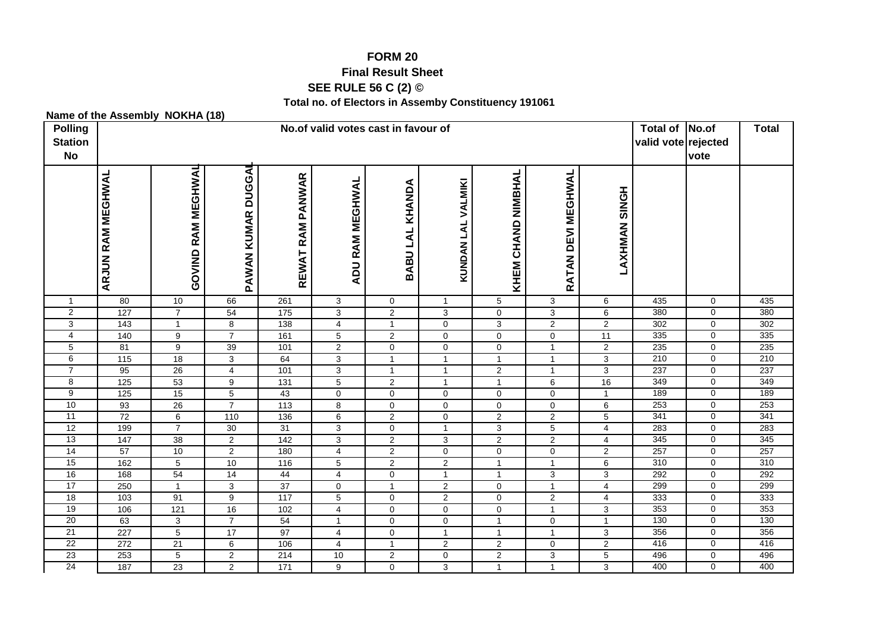# FORM 20

## Final Result Sheet

### SEE RULE 56 C (2) ©

**Total no. of Electors in Assemby Constituency 191061**

**Name of the Assembly NOKHA (18)**

| Polling Station No | No.of valid votes cast in favour of | | | | | | | | | | Total of valid vote | No.of rejected vote | Total |
|---|---|---|---|---|---|---|---|---|---|---|---|---|---|
| | ARJUN RAM MEGHWAL | GOVIND RAM MEGHWAL | PAWAN KUMAR DUGGAL | REWAT RAM PANWAR | ADU RAM MEGHWAL | BABU LAL KHANDA | KUNDAN LAL VALMIKI | KHEM CHAND NIMBHAL | RATAN DEVI MEGHWAL | LAXHMAN SINGH | | | |
| 1 | 80 | 10 | 66 | 261 | 3 | 0 | 1 | 5 | 3 | 6 | 435 | 0 | 435 |
| 2 | 127 | 7 | 54 | 175 | 3 | 2 | 3 | 0 | 3 | 6 | 380 | 0 | 380 |
| 3 | 143 | 1 | 8 | 138 | 4 | 1 | 0 | 3 | 2 | 2 | 302 | 0 | 302 |
| 4 | 140 | 9 | 7 | 161 | 5 | 2 | 0 | 0 | 0 | 11 | 335 | 0 | 335 |
| 5 | 81 | 9 | 39 | 101 | 2 | 0 | 0 | 0 | 1 | 2 | 235 | 0 | 235 |
| 6 | 115 | 18 | 3 | 64 | 3 | 1 | 1 | 1 | 1 | 3 | 210 | 0 | 210 |
| 7 | 95 | 26 | 4 | 101 | 3 | 1 | 1 | 2 | 1 | 3 | 237 | 0 | 237 |
| 8 | 125 | 53 | 9 | 131 | 5 | 2 | 1 | 1 | 6 | 16 | 349 | 0 | 349 |
| 9 | 125 | 15 | 5 | 43 | 0 | 0 | 0 | 0 | 0 | 1 | 189 | 0 | 189 |
| 10 | 93 | 26 | 7 | 113 | 8 | 0 | 0 | 0 | 0 | 6 | 253 | 0 | 253 |
| 11 | 72 | 6 | 110 | 136 | 6 | 2 | 0 | 2 | 2 | 5 | 341 | 0 | 341 |
| 12 | 199 | 7 | 30 | 31 | 3 | 0 | 1 | 3 | 5 | 4 | 283 | 0 | 283 |
| 13 | 147 | 38 | 2 | 142 | 3 | 2 | 3 | 2 | 2 | 4 | 345 | 0 | 345 |
| 14 | 57 | 10 | 2 | 180 | 4 | 2 | 0 | 0 | 0 | 2 | 257 | 0 | 257 |
| 15 | 162 | 5 | 10 | 116 | 5 | 2 | 2 | 1 | 1 | 6 | 310 | 0 | 310 |
| 16 | 168 | 54 | 14 | 44 | 4 | 0 | 1 | 1 | 3 | 3 | 292 | 0 | 292 |
| 17 | 250 | 1 | 3 | 37 | 0 | 1 | 2 | 0 | 1 | 4 | 299 | 0 | 299 |
| 18 | 103 | 91 | 9 | 117 | 5 | 0 | 2 | 0 | 2 | 4 | 333 | 0 | 333 |
| 19 | 106 | 121 | 16 | 102 | 4 | 0 | 0 | 0 | 1 | 3 | 353 | 0 | 353 |
| 20 | 63 | 3 | 7 | 54 | 1 | 0 | 0 | 1 | 0 | 1 | 130 | 0 | 130 |
| 21 | 227 | 5 | 17 | 97 | 4 | 0 | 1 | 1 | 1 | 3 | 356 | 0 | 356 |
| 22 | 272 | 21 | 6 | 106 | 4 | 1 | 2 | 2 | 0 | 2 | 416 | 0 | 416 |
| 23 | 253 | 5 | 2 | 214 | 10 | 2 | 0 | 2 | 3 | 5 | 496 | 0 | 496 |
| 24 | 187 | 23 | 2 | 171 | 9 | 0 | 3 | 1 | 1 | 3 | 400 | 0 | 400 |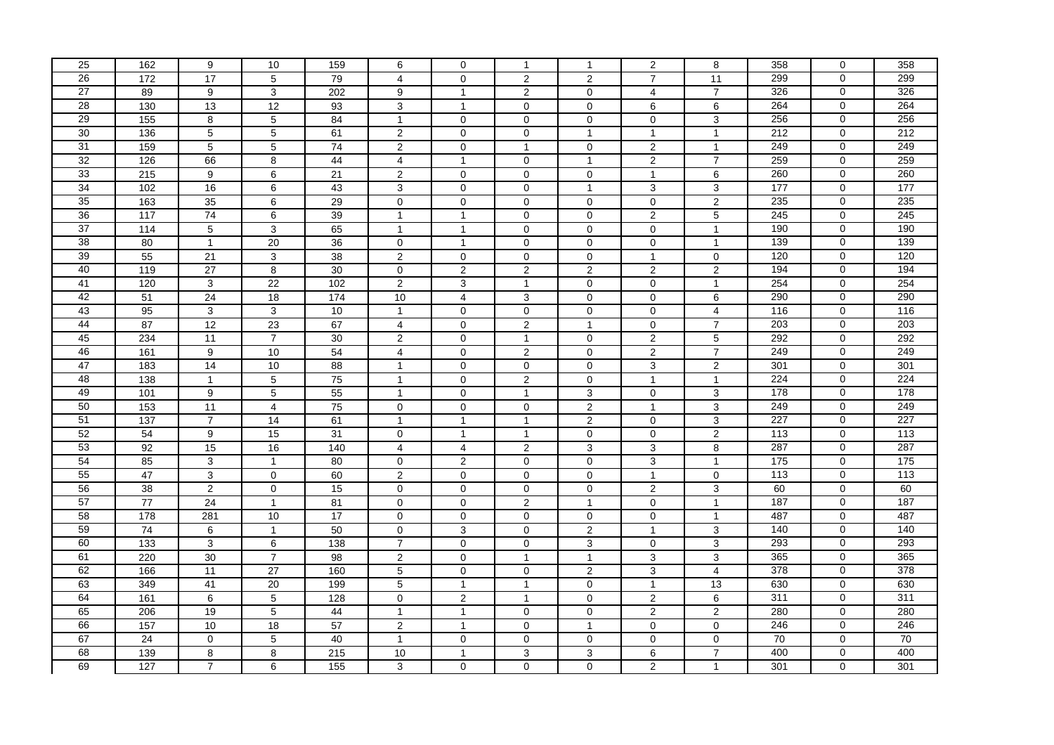| 25 | 162 | 9 | 10 | 159 | 6 | 0 | 1 | 1 | 2 | 8 | 358 | 0 | 358 |
|---|---|---|---|---|---|---|---|---|---|---|---|---|---|
| 26 | 172 | 17 | 5 | 79 | 4 | 0 | 2 | 2 | 7 | 11 | 299 | 0 | 299 |
| 27 | 89 | 9 | 3 | 202 | 9 | 1 | 2 | 0 | 4 | 7 | 326 | 0 | 326 |
| 28 | 130 | 13 | 12 | 93 | 3 | 1 | 0 | 0 | 6 | 6 | 264 | 0 | 264 |
| 29 | 155 | 8 | 5 | 84 | 1 | 0 | 0 | 0 | 0 | 3 | 256 | 0 | 256 |
| 30 | 136 | 5 | 5 | 61 | 2 | 0 | 0 | 1 | 1 | 1 | 212 | 0 | 212 |
| 31 | 159 | 5 | 5 | 74 | 2 | 0 | 1 | 0 | 2 | 1 | 249 | 0 | 249 |
| 32 | 126 | 66 | 8 | 44 | 4 | 1 | 0 | 1 | 2 | 7 | 259 | 0 | 259 |
| 33 | 215 | 9 | 6 | 21 | 2 | 0 | 0 | 0 | 1 | 6 | 260 | 0 | 260 |
| 34 | 102 | 16 | 6 | 43 | 3 | 0 | 0 | 1 | 3 | 3 | 177 | 0 | 177 |
| 35 | 163 | 35 | 6 | 29 | 0 | 0 | 0 | 0 | 0 | 2 | 235 | 0 | 235 |
| 36 | 117 | 74 | 6 | 39 | 1 | 1 | 0 | 0 | 2 | 5 | 245 | 0 | 245 |
| 37 | 114 | 5 | 3 | 65 | 1 | 1 | 0 | 0 | 0 | 1 | 190 | 0 | 190 |
| 38 | 80 | 1 | 20 | 36 | 0 | 1 | 0 | 0 | 0 | 1 | 139 | 0 | 139 |
| 39 | 55 | 21 | 3 | 38 | 2 | 0 | 0 | 0 | 1 | 0 | 120 | 0 | 120 |
| 40 | 119 | 27 | 8 | 30 | 0 | 2 | 2 | 2 | 2 | 2 | 194 | 0 | 194 |
| 41 | 120 | 3 | 22 | 102 | 2 | 3 | 1 | 0 | 0 | 1 | 254 | 0 | 254 |
| 42 | 51 | 24 | 18 | 174 | 10 | 4 | 3 | 0 | 0 | 6 | 290 | 0 | 290 |
| 43 | 95 | 3 | 3 | 10 | 1 | 0 | 0 | 0 | 0 | 4 | 116 | 0 | 116 |
| 44 | 87 | 12 | 23 | 67 | 4 | 0 | 2 | 1 | 0 | 7 | 203 | 0 | 203 |
| 45 | 234 | 11 | 7 | 30 | 2 | 0 | 1 | 0 | 2 | 5 | 292 | 0 | 292 |
| 46 | 161 | 9 | 10 | 54 | 4 | 0 | 2 | 0 | 2 | 7 | 249 | 0 | 249 |
| 47 | 183 | 14 | 10 | 88 | 1 | 0 | 0 | 0 | 3 | 2 | 301 | 0 | 301 |
| 48 | 138 | 1 | 5 | 75 | 1 | 0 | 2 | 0 | 1 | 1 | 224 | 0 | 224 |
| 49 | 101 | 9 | 5 | 55 | 1 | 0 | 1 | 3 | 0 | 3 | 178 | 0 | 178 |
| 50 | 153 | 11 | 4 | 75 | 0 | 0 | 0 | 2 | 1 | 3 | 249 | 0 | 249 |
| 51 | 137 | 7 | 14 | 61 | 1 | 1 | 1 | 2 | 0 | 3 | 227 | 0 | 227 |
| 52 | 54 | 9 | 15 | 31 | 0 | 1 | 1 | 0 | 0 | 2 | 113 | 0 | 113 |
| 53 | 92 | 15 | 16 | 140 | 4 | 4 | 2 | 3 | 3 | 8 | 287 | 0 | 287 |
| 54 | 85 | 3 | 1 | 80 | 0 | 2 | 0 | 0 | 3 | 1 | 175 | 0 | 175 |
| 55 | 47 | 3 | 0 | 60 | 2 | 0 | 0 | 0 | 1 | 0 | 113 | 0 | 113 |
| 56 | 38 | 2 | 0 | 15 | 0 | 0 | 0 | 0 | 2 | 3 | 60 | 0 | 60 |
| 57 | 77 | 24 | 1 | 81 | 0 | 0 | 2 | 1 | 0 | 1 | 187 | 0 | 187 |
| 58 | 178 | 281 | 10 | 17 | 0 | 0 | 0 | 0 | 0 | 1 | 487 | 0 | 487 |
| 59 | 74 | 6 | 1 | 50 | 0 | 3 | 0 | 2 | 1 | 3 | 140 | 0 | 140 |
| 60 | 133 | 3 | 6 | 138 | 7 | 0 | 0 | 3 | 0 | 3 | 293 | 0 | 293 |
| 61 | 220 | 30 | 7 | 98 | 2 | 0 | 1 | 1 | 3 | 3 | 365 | 0 | 365 |
| 62 | 166 | 11 | 27 | 160 | 5 | 0 | 0 | 2 | 3 | 4 | 378 | 0 | 378 |
| 63 | 349 | 41 | 20 | 199 | 5 | 1 | 1 | 0 | 1 | 13 | 630 | 0 | 630 |
| 64 | 161 | 6 | 5 | 128 | 0 | 2 | 1 | 0 | 2 | 6 | 311 | 0 | 311 |
| 65 | 206 | 19 | 5 | 44 | 1 | 1 | 0 | 0 | 2 | 2 | 280 | 0 | 280 |
| 66 | 157 | 10 | 18 | 57 | 2 | 1 | 0 | 1 | 0 | 0 | 246 | 0 | 246 |
| 67 | 24 | 0 | 5 | 40 | 1 | 0 | 0 | 0 | 0 | 0 | 70 | 0 | 70 |
| 68 | 139 | 8 | 8 | 215 | 10 | 1 | 3 | 3 | 6 | 7 | 400 | 0 | 400 |
| 69 | 127 | 7 | 6 | 155 | 3 | 0 | 0 | 0 | 2 | 1 | 301 | 0 | 301 |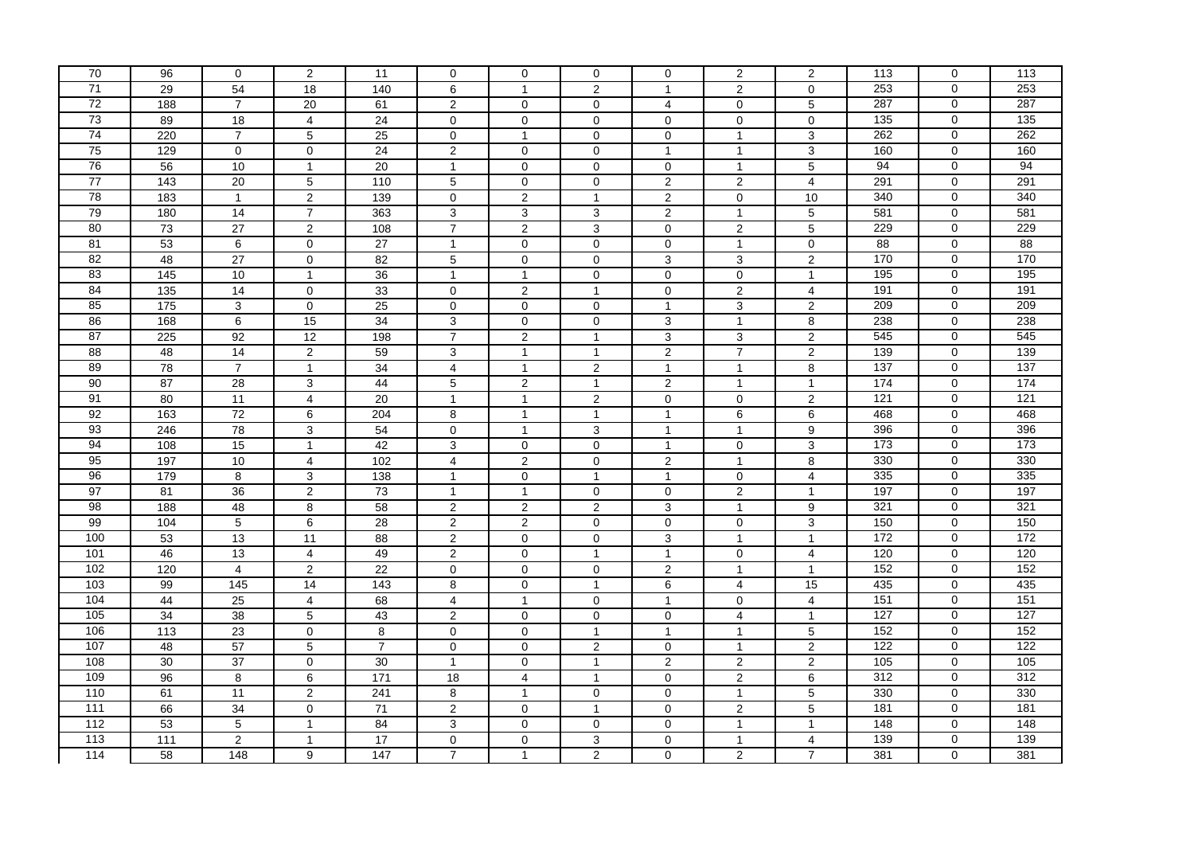| 70 | 96 | 0 | 2 | 11 | 0 | 0 | 0 | 0 | 2 | 2 | 113 | 0 | 113 |
|---|---|---|---|---|---|---|---|---|---|---|---|---|---|
| 71 | 29 | 54 | 18 | 140 | 6 | 1 | 2 | 1 | 2 | 0 | 253 | 0 | 253 |
| 72 | 188 | 7 | 20 | 61 | 2 | 0 | 0 | 4 | 0 | 5 | 287 | 0 | 287 |
| 73 | 89 | 18 | 4 | 24 | 0 | 0 | 0 | 0 | 0 | 0 | 135 | 0 | 135 |
| 74 | 220 | 7 | 5 | 25 | 0 | 1 | 0 | 0 | 1 | 3 | 262 | 0 | 262 |
| 75 | 129 | 0 | 0 | 24 | 2 | 0 | 0 | 1 | 1 | 3 | 160 | 0 | 160 |
| 76 | 56 | 10 | 1 | 20 | 1 | 0 | 0 | 0 | 1 | 5 | 94 | 0 | 94 |
| 77 | 143 | 20 | 5 | 110 | 5 | 0 | 0 | 2 | 2 | 4 | 291 | 0 | 291 |
| 78 | 183 | 1 | 2 | 139 | 0 | 2 | 1 | 2 | 0 | 10 | 340 | 0 | 340 |
| 79 | 180 | 14 | 7 | 363 | 3 | 3 | 3 | 2 | 1 | 5 | 581 | 0 | 581 |
| 80 | 73 | 27 | 2 | 108 | 7 | 2 | 3 | 0 | 2 | 5 | 229 | 0 | 229 |
| 81 | 53 | 6 | 0 | 27 | 1 | 0 | 0 | 0 | 1 | 0 | 88 | 0 | 88 |
| 82 | 48 | 27 | 0 | 82 | 5 | 0 | 0 | 3 | 3 | 2 | 170 | 0 | 170 |
| 83 | 145 | 10 | 1 | 36 | 1 | 1 | 0 | 0 | 0 | 1 | 195 | 0 | 195 |
| 84 | 135 | 14 | 0 | 33 | 0 | 2 | 1 | 0 | 2 | 4 | 191 | 0 | 191 |
| 85 | 175 | 3 | 0 | 25 | 0 | 0 | 0 | 1 | 3 | 2 | 209 | 0 | 209 |
| 86 | 168 | 6 | 15 | 34 | 3 | 0 | 0 | 3 | 1 | 8 | 238 | 0 | 238 |
| 87 | 225 | 92 | 12 | 198 | 7 | 2 | 1 | 3 | 3 | 2 | 545 | 0 | 545 |
| 88 | 48 | 14 | 2 | 59 | 3 | 1 | 1 | 2 | 7 | 2 | 139 | 0 | 139 |
| 89 | 78 | 7 | 1 | 34 | 4 | 1 | 2 | 1 | 1 | 8 | 137 | 0 | 137 |
| 90 | 87 | 28 | 3 | 44 | 5 | 2 | 1 | 2 | 1 | 1 | 174 | 0 | 174 |
| 91 | 80 | 11 | 4 | 20 | 1 | 1 | 2 | 0 | 0 | 2 | 121 | 0 | 121 |
| 92 | 163 | 72 | 6 | 204 | 8 | 1 | 1 | 1 | 6 | 6 | 468 | 0 | 468 |
| 93 | 246 | 78 | 3 | 54 | 0 | 1 | 3 | 1 | 1 | 9 | 396 | 0 | 396 |
| 94 | 108 | 15 | 1 | 42 | 3 | 0 | 0 | 1 | 0 | 3 | 173 | 0 | 173 |
| 95 | 197 | 10 | 4 | 102 | 4 | 2 | 0 | 2 | 1 | 8 | 330 | 0 | 330 |
| 96 | 179 | 8 | 3 | 138 | 1 | 0 | 1 | 1 | 0 | 4 | 335 | 0 | 335 |
| 97 | 81 | 36 | 2 | 73 | 1 | 1 | 0 | 0 | 2 | 1 | 197 | 0 | 197 |
| 98 | 188 | 48 | 8 | 58 | 2 | 2 | 2 | 3 | 1 | 9 | 321 | 0 | 321 |
| 99 | 104 | 5 | 6 | 28 | 2 | 2 | 0 | 0 | 0 | 3 | 150 | 0 | 150 |
| 100 | 53 | 13 | 11 | 88 | 2 | 0 | 0 | 3 | 1 | 1 | 172 | 0 | 172 |
| 101 | 46 | 13 | 4 | 49 | 2 | 0 | 1 | 1 | 0 | 4 | 120 | 0 | 120 |
| 102 | 120 | 4 | 2 | 22 | 0 | 0 | 0 | 2 | 1 | 1 | 152 | 0 | 152 |
| 103 | 99 | 145 | 14 | 143 | 8 | 0 | 1 | 6 | 4 | 15 | 435 | 0 | 435 |
| 104 | 44 | 25 | 4 | 68 | 4 | 1 | 0 | 1 | 0 | 4 | 151 | 0 | 151 |
| 105 | 34 | 38 | 5 | 43 | 2 | 0 | 0 | 0 | 4 | 1 | 127 | 0 | 127 |
| 106 | 113 | 23 | 0 | 8 | 0 | 0 | 1 | 1 | 1 | 5 | 152 | 0 | 152 |
| 107 | 48 | 57 | 5 | 7 | 0 | 0 | 2 | 0 | 1 | 2 | 122 | 0 | 122 |
| 108 | 30 | 37 | 0 | 30 | 1 | 0 | 1 | 2 | 2 | 2 | 105 | 0 | 105 |
| 109 | 96 | 8 | 6 | 171 | 18 | 4 | 1 | 0 | 2 | 6 | 312 | 0 | 312 |
| 110 | 61 | 11 | 2 | 241 | 8 | 1 | 0 | 0 | 1 | 5 | 330 | 0 | 330 |
| 111 | 66 | 34 | 0 | 71 | 2 | 0 | 1 | 0 | 2 | 5 | 181 | 0 | 181 |
| 112 | 53 | 5 | 1 | 84 | 3 | 0 | 0 | 0 | 1 | 1 | 148 | 0 | 148 |
| 113 | 111 | 2 | 1 | 17 | 0 | 0 | 3 | 0 | 1 | 4 | 139 | 0 | 139 |
| 114 | 58 | 148 | 9 | 147 | 7 | 1 | 2 | 0 | 2 | 7 | 381 | 0 | 381 |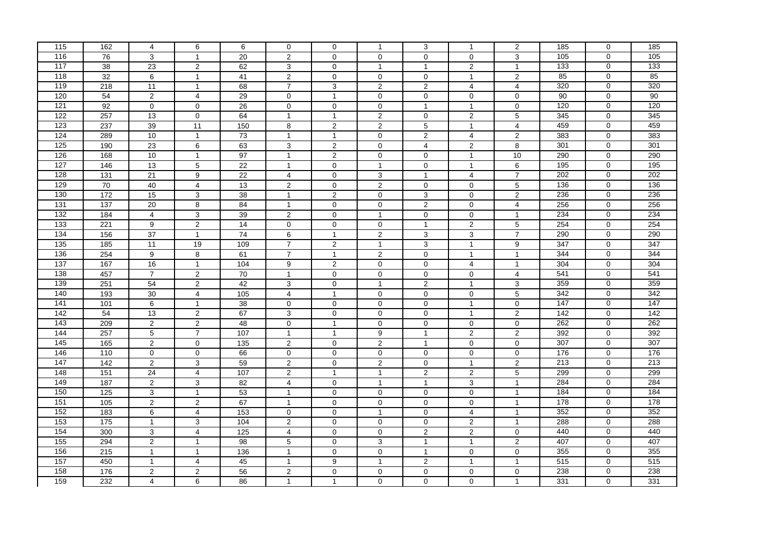| 115 | 162 | 4 | 6 | 6 | 0 | 0 | 1 | 3 | 1 | 2 | 185 | 0 | 185 |
|---|---|---|---|---|---|---|---|---|---|---|---|---|---|
| 116 | 76 | 3 | 1 | 20 | 2 | 0 | 0 | 0 | 0 | 3 | 105 | 0 | 105 |
| 117 | 38 | 23 | 2 | 62 | 3 | 0 | 1 | 1 | 2 | 1 | 133 | 0 | 133 |
| 118 | 32 | 6 | 1 | 41 | 2 | 0 | 0 | 0 | 1 | 2 | 85 | 0 | 85 |
| 119 | 218 | 11 | 1 | 68 | 7 | 3 | 2 | 2 | 4 | 4 | 320 | 0 | 320 |
| 120 | 54 | 2 | 4 | 29 | 0 | 1 | 0 | 0 | 0 | 0 | 90 | 0 | 90 |
| 121 | 92 | 0 | 0 | 26 | 0 | 0 | 0 | 1 | 1 | 0 | 120 | 0 | 120 |
| 122 | 257 | 13 | 0 | 64 | 1 | 1 | 2 | 0 | 2 | 5 | 345 | 0 | 345 |
| 123 | 237 | 39 | 11 | 150 | 8 | 2 | 2 | 5 | 1 | 4 | 459 | 0 | 459 |
| 124 | 289 | 10 | 1 | 73 | 1 | 1 | 0 | 2 | 4 | 2 | 383 | 0 | 383 |
| 125 | 190 | 23 | 6 | 63 | 3 | 2 | 0 | 4 | 2 | 8 | 301 | 0 | 301 |
| 126 | 168 | 10 | 1 | 97 | 1 | 2 | 0 | 0 | 1 | 10 | 290 | 0 | 290 |
| 127 | 146 | 13 | 5 | 22 | 1 | 0 | 1 | 0 | 1 | 6 | 195 | 0 | 195 |
| 128 | 131 | 21 | 9 | 22 | 4 | 0 | 3 | 1 | 4 | 7 | 202 | 0 | 202 |
| 129 | 70 | 40 | 4 | 13 | 2 | 0 | 2 | 0 | 0 | 5 | 136 | 0 | 136 |
| 130 | 172 | 15 | 3 | 38 | 1 | 2 | 0 | 3 | 0 | 2 | 236 | 0 | 236 |
| 131 | 137 | 20 | 8 | 84 | 1 | 0 | 0 | 2 | 0 | 4 | 256 | 0 | 256 |
| 132 | 184 | 4 | 3 | 39 | 2 | 0 | 1 | 0 | 0 | 1 | 234 | 0 | 234 |
| 133 | 221 | 9 | 2 | 14 | 0 | 0 | 0 | 1 | 2 | 5 | 254 | 0 | 254 |
| 134 | 156 | 37 | 1 | 74 | 6 | 1 | 2 | 3 | 3 | 7 | 290 | 0 | 290 |
| 135 | 185 | 11 | 19 | 109 | 7 | 2 | 1 | 3 | 1 | 9 | 347 | 0 | 347 |
| 136 | 254 | 9 | 8 | 61 | 7 | 1 | 2 | 0 | 1 | 1 | 344 | 0 | 344 |
| 137 | 167 | 16 | 1 | 104 | 9 | 2 | 0 | 0 | 4 | 1 | 304 | 0 | 304 |
| 138 | 457 | 7 | 2 | 70 | 1 | 0 | 0 | 0 | 0 | 4 | 541 | 0 | 541 |
| 139 | 251 | 54 | 2 | 42 | 3 | 0 | 1 | 2 | 1 | 3 | 359 | 0 | 359 |
| 140 | 193 | 30 | 4 | 105 | 4 | 1 | 0 | 0 | 0 | 5 | 342 | 0 | 342 |
| 141 | 101 | 6 | 1 | 38 | 0 | 0 | 0 | 0 | 1 | 0 | 147 | 0 | 147 |
| 142 | 54 | 13 | 2 | 67 | 3 | 0 | 0 | 0 | 1 | 2 | 142 | 0 | 142 |
| 143 | 209 | 2 | 2 | 48 | 0 | 1 | 0 | 0 | 0 | 0 | 262 | 0 | 262 |
| 144 | 257 | 5 | 7 | 107 | 1 | 1 | 9 | 1 | 2 | 2 | 392 | 0 | 392 |
| 145 | 165 | 2 | 0 | 135 | 2 | 0 | 2 | 1 | 0 | 0 | 307 | 0 | 307 |
| 146 | 110 | 0 | 0 | 66 | 0 | 0 | 0 | 0 | 0 | 0 | 176 | 0 | 176 |
| 147 | 142 | 2 | 3 | 59 | 2 | 0 | 2 | 0 | 1 | 2 | 213 | 0 | 213 |
| 148 | 151 | 24 | 4 | 107 | 2 | 1 | 1 | 2 | 2 | 5 | 299 | 0 | 299 |
| 149 | 187 | 2 | 3 | 82 | 4 | 0 | 1 | 1 | 3 | 1 | 284 | 0 | 284 |
| 150 | 125 | 3 | 1 | 53 | 1 | 0 | 0 | 0 | 0 | 1 | 184 | 0 | 184 |
| 151 | 105 | 2 | 2 | 67 | 1 | 0 | 0 | 0 | 0 | 1 | 178 | 0 | 178 |
| 152 | 183 | 6 | 4 | 153 | 0 | 0 | 1 | 0 | 4 | 1 | 352 | 0 | 352 |
| 153 | 175 | 1 | 3 | 104 | 2 | 0 | 0 | 0 | 2 | 1 | 288 | 0 | 288 |
| 154 | 300 | 3 | 4 | 125 | 4 | 0 | 0 | 2 | 2 | 0 | 440 | 0 | 440 |
| 155 | 294 | 2 | 1 | 98 | 5 | 0 | 3 | 1 | 1 | 2 | 407 | 0 | 407 |
| 156 | 215 | 1 | 1 | 136 | 1 | 0 | 0 | 1 | 0 | 0 | 355 | 0 | 355 |
| 157 | 450 | 1 | 4 | 45 | 1 | 9 | 1 | 2 | 1 | 1 | 515 | 0 | 515 |
| 158 | 176 | 2 | 2 | 56 | 2 | 0 | 0 | 0 | 0 | 0 | 238 | 0 | 238 |
| 159 | 232 | 4 | 6 | 86 | 1 | 1 | 0 | 0 | 0 | 1 | 331 | 0 | 331 |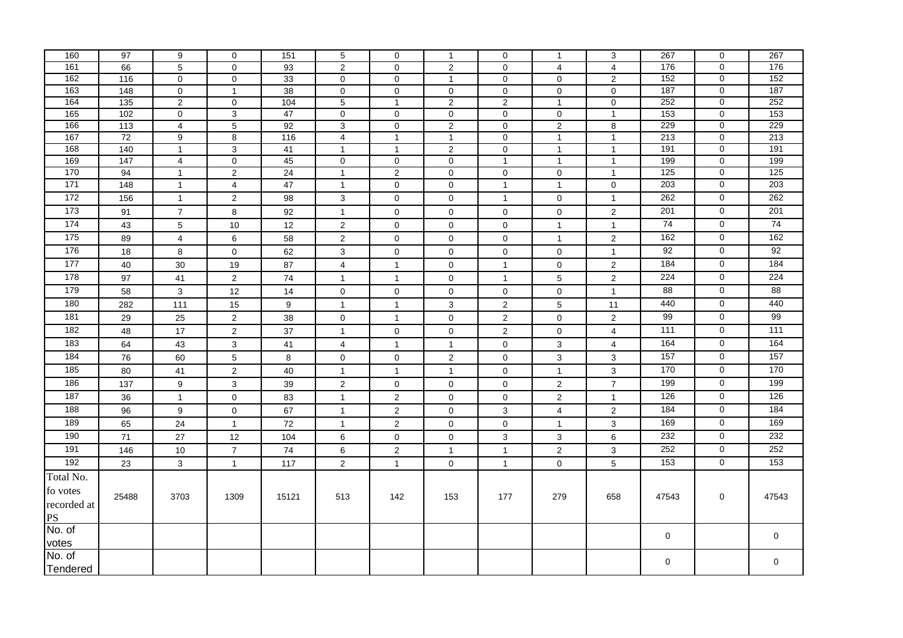| | | | | | | | | | | | | | |
|---|---|---|---|---|---|---|---|---|---|---|---|---|---|
| 160 | 97 | 9 | 0 | 151 | 5 | 0 | 1 | 0 | 1 | 3 | 267 | 0 | 267 |
| 161 | 66 | 5 | 0 | 93 | 2 | 0 | 2 | 0 | 4 | 4 | 176 | 0 | 176 |
| 162 | 116 | 0 | 0 | 33 | 0 | 0 | 1 | 0 | 0 | 2 | 152 | 0 | 152 |
| 163 | 148 | 0 | 1 | 38 | 0 | 0 | 0 | 0 | 0 | 0 | 187 | 0 | 187 |
| 164 | 135 | 2 | 0 | 104 | 5 | 1 | 2 | 2 | 1 | 0 | 252 | 0 | 252 |
| 165 | 102 | 0 | 3 | 47 | 0 | 0 | 0 | 0 | 0 | 1 | 153 | 0 | 153 |
| 166 | 113 | 4 | 5 | 92 | 3 | 0 | 2 | 0 | 2 | 8 | 229 | 0 | 229 |
| 167 | 72 | 9 | 8 | 116 | 4 | 1 | 1 | 0 | 1 | 1 | 213 | 0 | 213 |
| 168 | 140 | 1 | 3 | 41 | 1 | 1 | 2 | 0 | 1 | 1 | 191 | 0 | 191 |
| 169 | 147 | 4 | 0 | 45 | 0 | 0 | 0 | 1 | 1 | 1 | 199 | 0 | 199 |
| 170 | 94 | 1 | 2 | 24 | 1 | 2 | 0 | 0 | 0 | 1 | 125 | 0 | 125 |
| 171 | 148 | 1 | 4 | 47 | 1 | 0 | 0 | 1 | 1 | 0 | 203 | 0 | 203 |
| 172 | 156 | 1 | 2 | 98 | 3 | 0 | 0 | 1 | 0 | 1 | 262 | 0 | 262 |
| 173 | 91 | 7 | 8 | 92 | 1 | 0 | 0 | 0 | 0 | 2 | 201 | 0 | 201 |
| 174 | 43 | 5 | 10 | 12 | 2 | 0 | 0 | 0 | 1 | 1 | 74 | 0 | 74 |
| 175 | 89 | 4 | 6 | 58 | 2 | 0 | 0 | 0 | 1 | 2 | 162 | 0 | 162 |
| 176 | 18 | 8 | 0 | 62 | 3 | 0 | 0 | 0 | 0 | 1 | 92 | 0 | 92 |
| 177 | 40 | 30 | 19 | 87 | 4 | 1 | 0 | 1 | 0 | 2 | 184 | 0 | 184 |
| 178 | 97 | 41 | 2 | 74 | 1 | 1 | 0 | 1 | 5 | 2 | 224 | 0 | 224 |
| 179 | 58 | 3 | 12 | 14 | 0 | 0 | 0 | 0 | 0 | 1 | 88 | 0 | 88 |
| 180 | 282 | 111 | 15 | 9 | 1 | 1 | 3 | 2 | 5 | 11 | 440 | 0 | 440 |
| 181 | 29 | 25 | 2 | 38 | 0 | 1 | 0 | 2 | 0 | 2 | 99 | 0 | 99 |
| 182 | 48 | 17 | 2 | 37 | 1 | 0 | 0 | 2 | 0 | 4 | 111 | 0 | 111 |
| 183 | 64 | 43 | 3 | 41 | 4 | 1 | 1 | 0 | 3 | 4 | 164 | 0 | 164 |
| 184 | 76 | 60 | 5 | 8 | 0 | 0 | 2 | 0 | 3 | 3 | 157 | 0 | 157 |
| 185 | 80 | 41 | 2 | 40 | 1 | 1 | 1 | 0 | 1 | 3 | 170 | 0 | 170 |
| 186 | 137 | 9 | 3 | 39 | 2 | 0 | 0 | 0 | 2 | 7 | 199 | 0 | 199 |
| 187 | 36 | 1 | 0 | 83 | 1 | 2 | 0 | 0 | 2 | 1 | 126 | 0 | 126 |
| 188 | 96 | 9 | 0 | 67 | 1 | 2 | 0 | 3 | 4 | 2 | 184 | 0 | 184 |
| 189 | 65 | 24 | 1 | 72 | 1 | 2 | 0 | 0 | 1 | 3 | 169 | 0 | 169 |
| 190 | 71 | 27 | 12 | 104 | 6 | 0 | 0 | 3 | 3 | 6 | 232 | 0 | 232 |
| 191 | 146 | 10 | 7 | 74 | 6 | 2 | 1 | 1 | 2 | 3 | 252 | 0 | 252 |
| 192 | 23 | 3 | 1 | 117 | 2 | 1 | 0 | 1 | 0 | 5 | 153 | 0 | 153 |
| Total No. fo votes recorded at PS | 25488 | 3703 | 1309 | 15121 | 513 | 142 | 153 | 177 | 279 | 658 | 47543 | 0 | 47543 |
| No. of votes | | | | | | | | | | | 0 | | 0 |
| No. of Tendered | | | | | | | | | | | 0 | | 0 |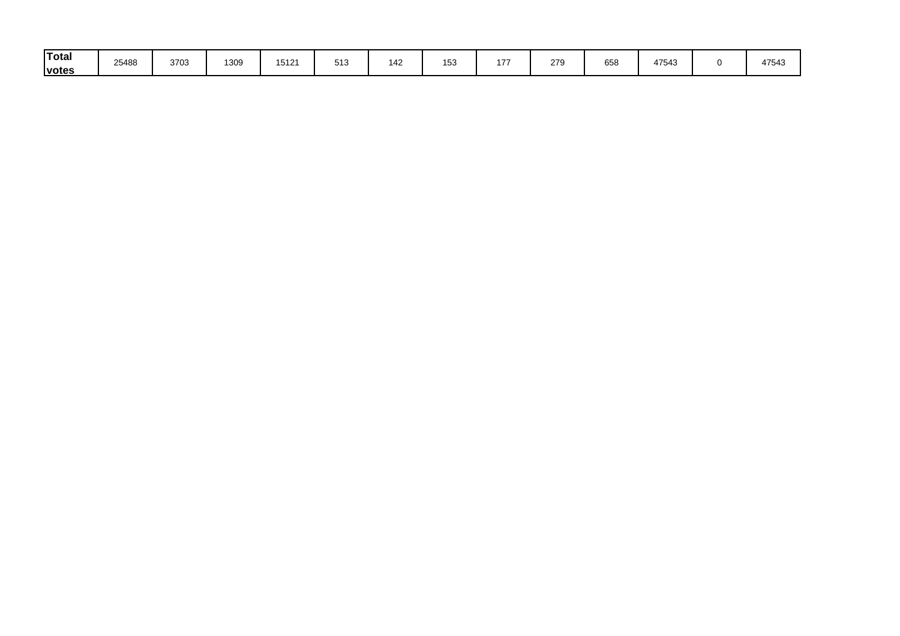| | | | | | | | | | | | | |
|---|---|---|---|---|---|---|---|---|---|---|---|---|
| **Total votes** | 25488 | 3703 | 1309 | 15121 | 513 | 142 | 153 | 177 | 279 | 658 | 47543 | 0 | 47543 |